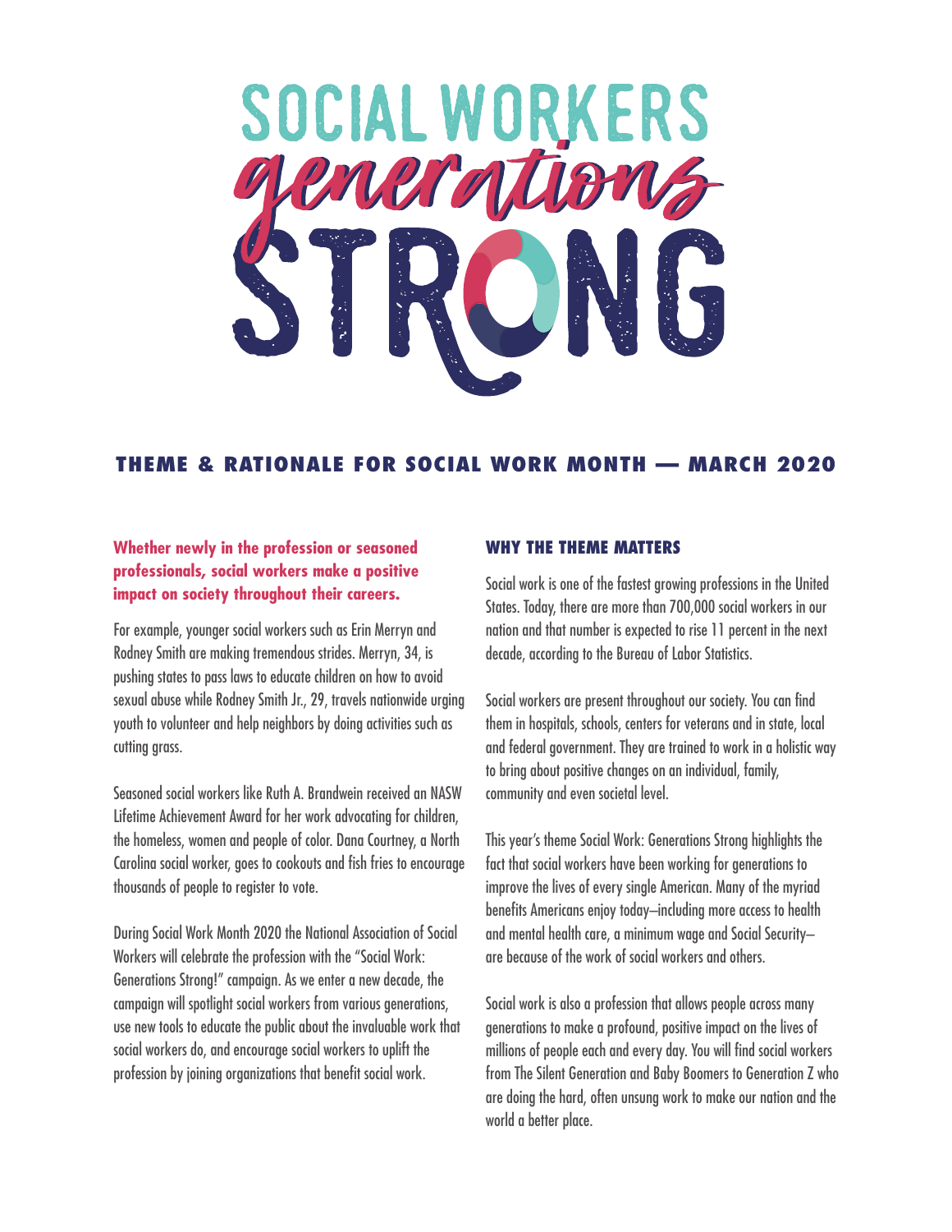# SOCIAL WORKERS *generations* STRONG

## THEME & RATIONALE FOR SOCIAL WORK MONTH — MARCH 2020

**Whether newly in the profession or seasoned professionals, social workers make a positive impact on society throughout their careers.**

For example, younger social workers such as Erin Merryn and Rodney Smith are making tremendous strides. Merryn, 34, is pushing states to pass laws to educate children on how to avoid sexual abuse while Rodney Smith Jr., 29, travels nationwide urging youth to volunteer and help neighbors by doing activities such as cutting grass.

Seasoned social workers like Ruth A. Brandwein received an NASW Lifetime Achievement Award for her work advocating for children, the homeless, women and people of color. Dana Courtney, a North Carolina social worker, goes to cookouts and fish fries to encourage thousands of people to register to vote.

During Social Work Month 2020 the National Association of Social Workers will celebrate the profession with the "Social Work: Generations Strong!" campaign. As we enter a new decade, the campaign will spotlight social workers from various generations, use new tools to educate the public about the invaluable work that social workers do, and encourage social workers to uplift the profession by joining organizations that benefit social work.

### WHY THE THEME MATTERS

Social work is one of the fastest growing professions in the United States. Today, there are more than 700,000 social workers in our nation and that number is expected to rise 11 percent in the next decade, according to the Bureau of Labor Statistics.

Social workers are present throughout our society. You can find them in hospitals, schools, centers for veterans and in state, local and federal government. They are trained to work in a holistic way to bring about positive changes on an individual, family, community and even societal level.

This year's theme Social Work: Generations Strong highlights the fact that social workers have been working for generations to improve the lives of every single American. Many of the myriad benefits Americans enjoy today–including more access to health and mental health care, a minimum wage and Social Security–are because of the work of social workers and others.

Social work is also a profession that allows people across many generations to make a profound, positive impact on the lives of millions of people each and every day. You will find social workers from The Silent Generation and Baby Boomers to Generation Z who are doing the hard, often unsung work to make our nation and the world a better place.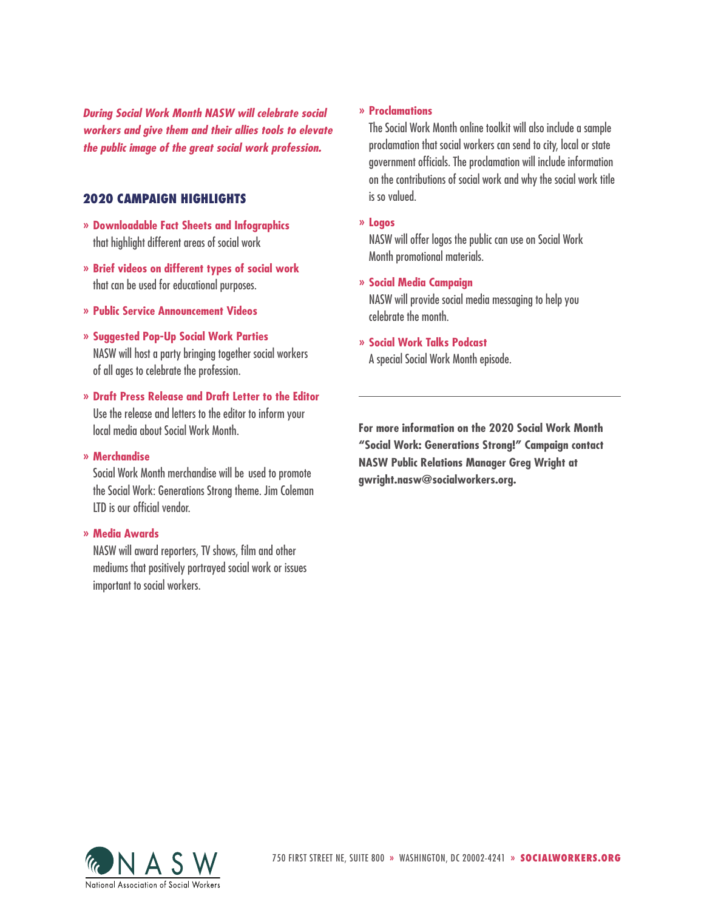***During Social Work Month NASW will celebrate social workers and give them and their allies tools to elevate the public image of the great social work profession.***

## 2020 CAMPAIGN HIGHLIGHTS

» **Downloadable Fact Sheets and Infographics** that highlight different areas of social work

» **Brief videos on different types of social work** that can be used for educational purposes.

» **Public Service Announcement Videos**

» **Suggested Pop-Up Social Work Parties**
NASW will host a party bringing together social workers of all ages to celebrate the profession.

» **Draft Press Release and Draft Letter to the Editor**
Use the release and letters to the editor to inform your local media about Social Work Month.

» **Merchandise**
Social Work Month merchandise will be used to promote the Social Work: Generations Strong theme. Jim Coleman LTD is our official vendor.

» **Media Awards**
NASW will award reporters, TV shows, film and other mediums that positively portrayed social work or issues important to social workers.

» **Proclamations**
The Social Work Month online toolkit will also include a sample proclamation that social workers can send to city, local or state government officials. The proclamation will include information on the contributions of social work and why the social work title is so valued.

» **Logos**
NASW will offer logos the public can use on Social Work Month promotional materials.

» **Social Media Campaign**
NASW will provide social media messaging to help you celebrate the month.

» **Social Work Talks Podcast**
A special Social Work Month episode.

---

**For more information on the 2020 Social Work Month "Social Work: Generations Strong!" Campaign contact NASW Public Relations Manager Greg Wright at gwright.nasw@socialworkers.org.**

NASW National Association of Social Workers

750 FIRST STREET NE, SUITE 800 » WASHINGTON, DC 20002-4241 » **SOCIALWORKERS.ORG**